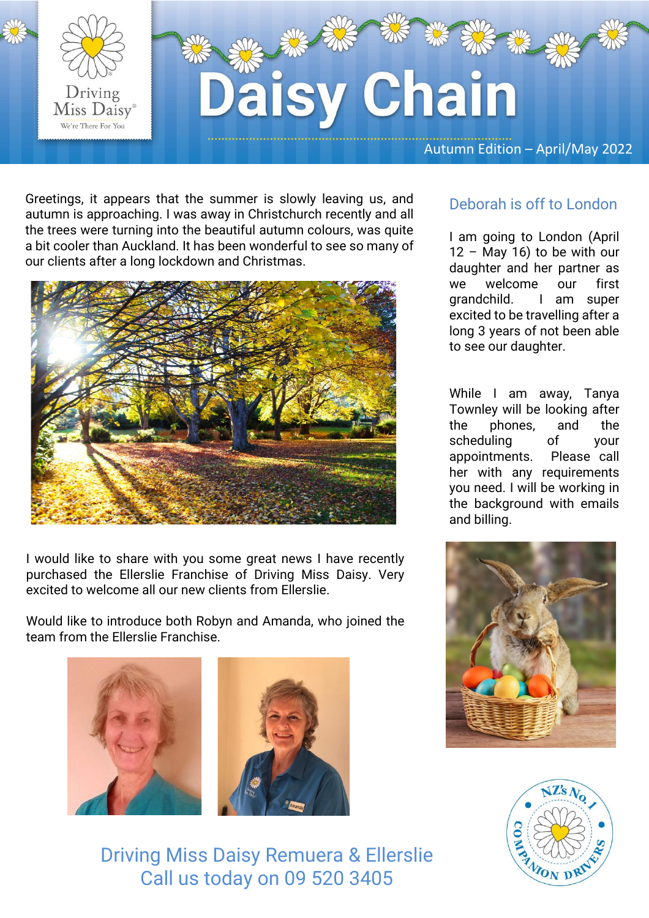# Daisy Chain

Autumn Edition – April/May 2022

Greetings, it appears that the summer is slowly leaving us, and autumn is approaching. I was away in Christchurch recently and all the trees were turning into the beautiful autumn colours, was quite a bit cooler than Auckland. It has been wonderful to see so many of our clients after a long lockdown and Christmas.

I would like to share with you some great news I have recently purchased the Ellerslie Franchise of Driving Miss Daisy. Very excited to welcome all our new clients from Ellerslie.

Would like to introduce both Robyn and Amanda, who joined the team from the Ellerslie Franchise.

## Deborah is off to London

I am going to London (April 12 – May 16) to be with our daughter and her partner as we welcome our first grandchild. I am super excited to be travelling after a long 3 years of not been able to see our daughter.

While I am away, Tanya Townley will be looking after the phones, and the scheduling of your appointments. Please call her with any requirements you need. I will be working in the background with emails and billing.

Driving Miss Daisy Remuera & Ellerslie
Call us today on 09 520 3405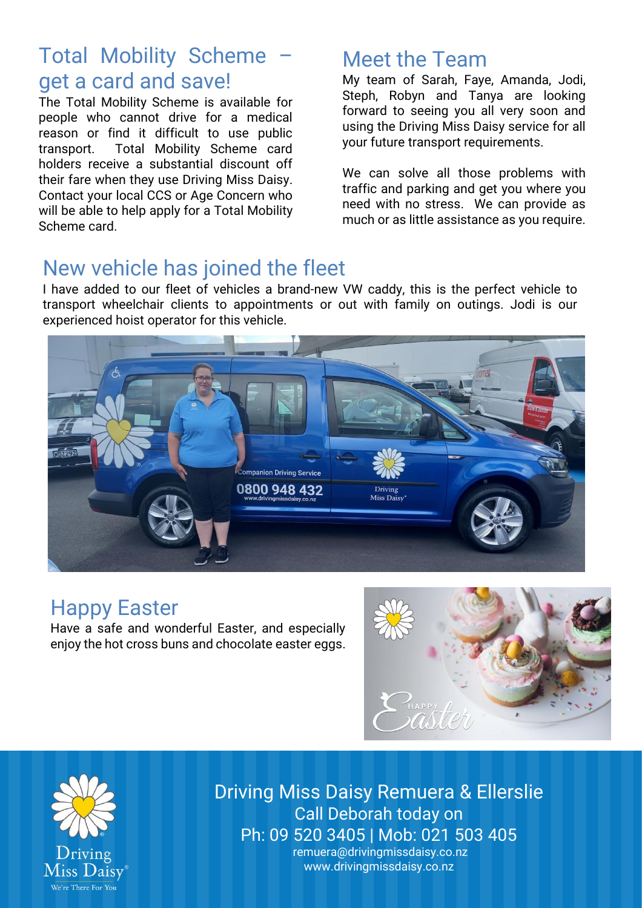## Total Mobility Scheme – get a card and save!

The Total Mobility Scheme is available for people who cannot drive for a medical reason or find it difficult to use public transport. Total Mobility Scheme card holders receive a substantial discount off their fare when they use Driving Miss Daisy. Contact your local CCS or Age Concern who will be able to help apply for a Total Mobility Scheme card.

## Meet the Team

My team of Sarah, Faye, Amanda, Jodi, Steph, Robyn and Tanya are looking forward to seeing you all very soon and using the Driving Miss Daisy service for all your future transport requirements.

We can solve all those problems with traffic and parking and get you where you need with no stress. We can provide as much or as little assistance as you require.

## New vehicle has joined the fleet

I have added to our fleet of vehicles a brand-new VW caddy, this is the perfect vehicle to transport wheelchair clients to appointments or out with family on outings. Jodi is our experienced hoist operator for this vehicle.

## Happy Easter

Have a safe and wonderful Easter, and especially enjoy the hot cross buns and chocolate easter eggs.

Driving Miss Daisy Remuera & Ellerslie
Call Deborah today on
Ph: 09 520 3405 | Mob: 021 503 405
remuera@drivingmissdaisy.co.nz
www.drivingmissdaisy.co.nz